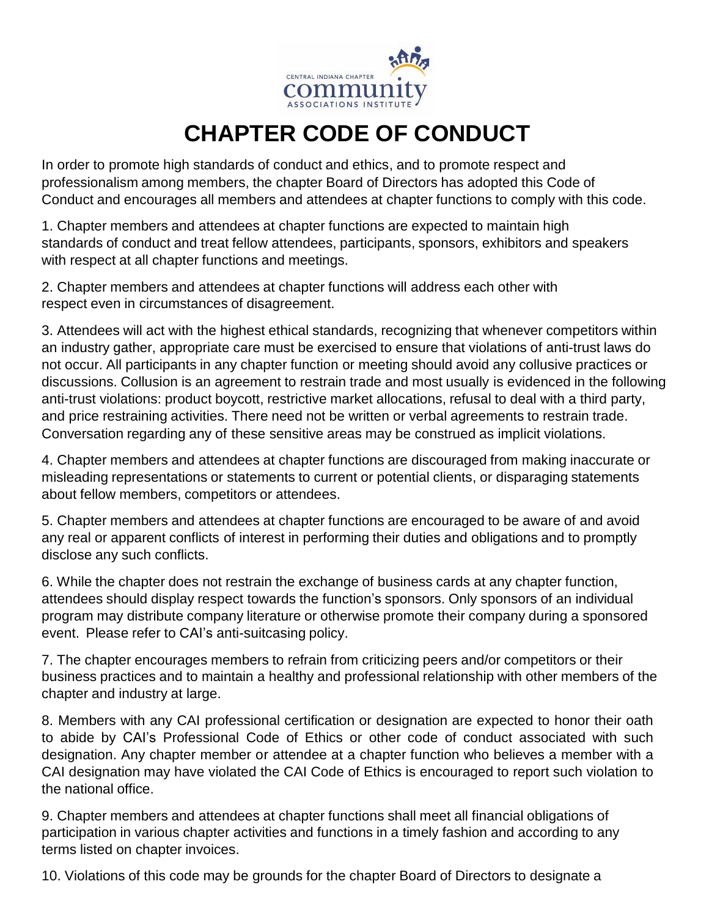# CHAPTER CODE OF CONDUCT

In order to promote high standards of conduct and ethics, and to promote respect and professionalism among members, the chapter Board of Directors has adopted this Code of Conduct and encourages all members and attendees at chapter functions to comply with this code.

1. Chapter members and attendees at chapter functions are expected to maintain high standards of conduct and treat fellow attendees, participants, sponsors, exhibitors and speakers with respect at all chapter functions and meetings.

2. Chapter members and attendees at chapter functions will address each other with respect even in circumstances of disagreement.

3. Attendees will act with the highest ethical standards, recognizing that whenever competitors within an industry gather, appropriate care must be exercised to ensure that violations of anti-trust laws do not occur. All participants in any chapter function or meeting should avoid any collusive practices or discussions. Collusion is an agreement to restrain trade and most usually is evidenced in the following anti-trust violations: product boycott, restrictive market allocations, refusal to deal with a third party, and price restraining activities. There need not be written or verbal agreements to restrain trade. Conversation regarding any of these sensitive areas may be construed as implicit violations.

4. Chapter members and attendees at chapter functions are discouraged from making inaccurate or misleading representations or statements to current or potential clients, or disparaging statements about fellow members, competitors or attendees.

5. Chapter members and attendees at chapter functions are encouraged to be aware of and avoid any real or apparent conflicts of interest in performing their duties and obligations and to promptly disclose any such conflicts.

6. While the chapter does not restrain the exchange of business cards at any chapter function, attendees should display respect towards the function's sponsors. Only sponsors of an individual program may distribute company literature or otherwise promote their company during a sponsored event. Please refer to CAI's anti-suitcasing policy.

7. The chapter encourages members to refrain from criticizing peers and/or competitors or their business practices and to maintain a healthy and professional relationship with other members of the chapter and industry at large.

8. Members with any CAI professional certification or designation are expected to honor their oath to abide by CAI's Professional Code of Ethics or other code of conduct associated with such designation. Any chapter member or attendee at a chapter function who believes a member with a CAI designation may have violated the CAI Code of Ethics is encouraged to report such violation to the national office.

9. Chapter members and attendees at chapter functions shall meet all financial obligations of participation in various chapter activities and functions in a timely fashion and according to any terms listed on chapter invoices.

10. Violations of this code may be grounds for the chapter Board of Directors to designate a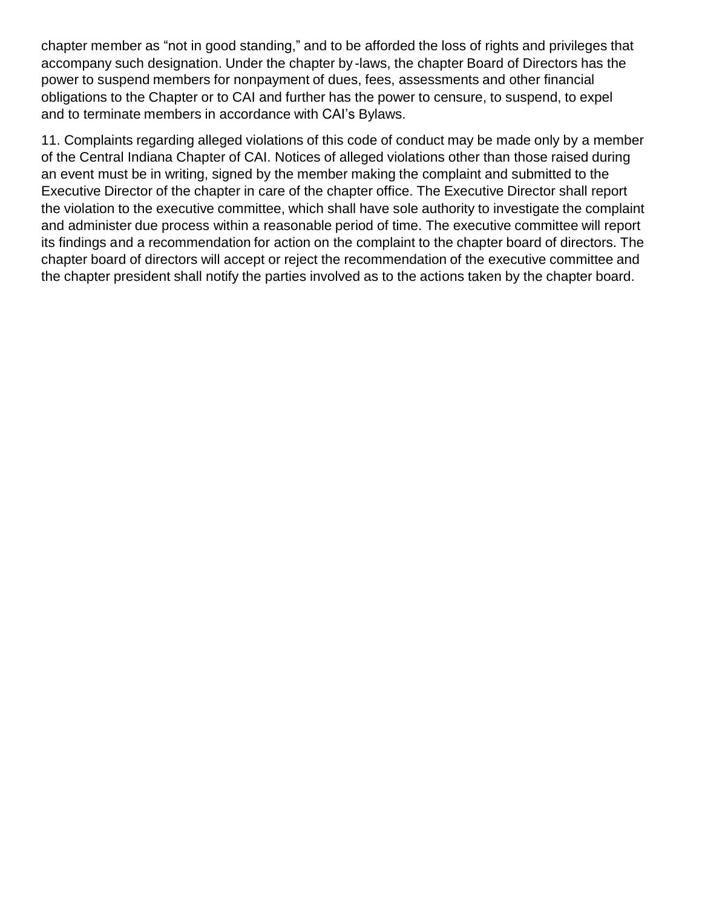chapter member as "not in good standing," and to be afforded the loss of rights and privileges that accompany such designation. Under the chapter by-laws, the chapter Board of Directors has the power to suspend members for nonpayment of dues, fees, assessments and other financial obligations to the Chapter or to CAI and further has the power to censure, to suspend, to expel and to terminate members in accordance with CAI's Bylaws.

11. Complaints regarding alleged violations of this code of conduct may be made only by a member of the Central Indiana Chapter of CAI. Notices of alleged violations other than those raised during an event must be in writing, signed by the member making the complaint and submitted to the Executive Director of the chapter in care of the chapter office. The Executive Director shall report the violation to the executive committee, which shall have sole authority to investigate the complaint and administer due process within a reasonable period of time. The executive committee will report its findings and a recommendation for action on the complaint to the chapter board of directors. The chapter board of directors will accept or reject the recommendation of the executive committee and the chapter president shall notify the parties involved as to the actions taken by the chapter board.